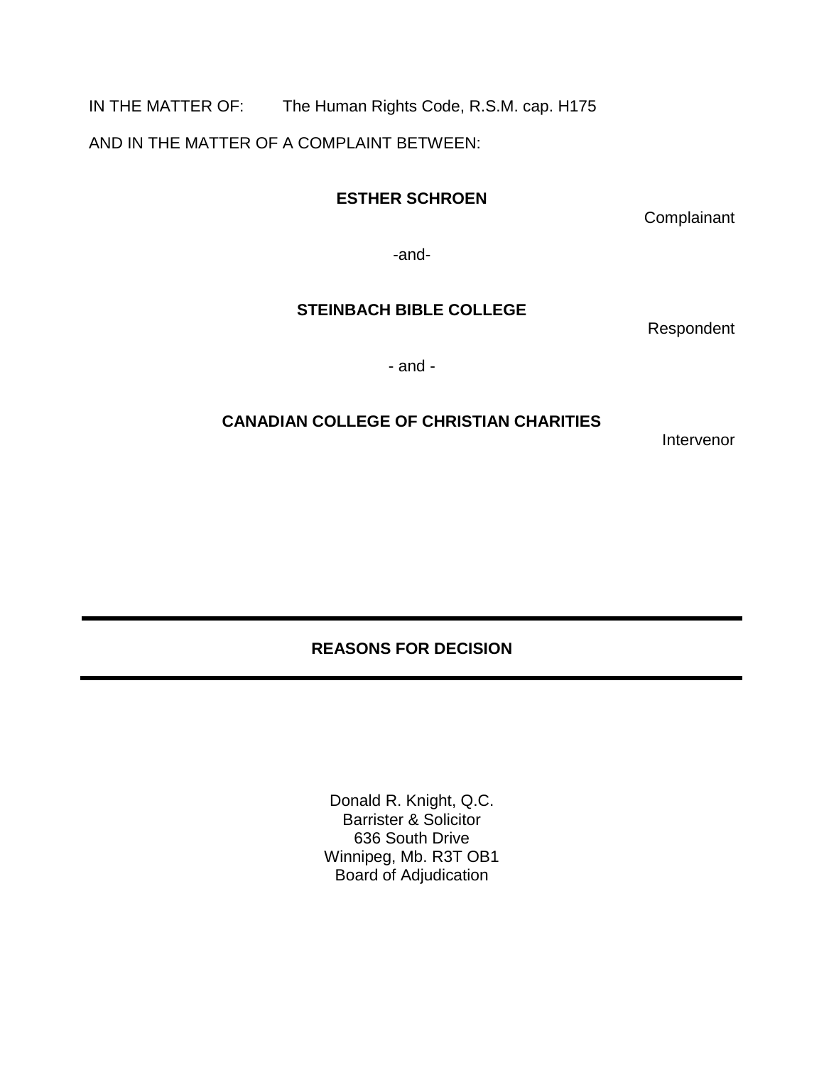IN THE MATTER OF: The Human Rights Code, R.S.M. cap. H175

AND IN THE MATTER OF A COMPLAINT BETWEEN:

**ESTHER SCHROEN**

Complainant

-and-

**STEINBACH BIBLE COLLEGE**

Respondent

- and -

**CANADIAN COLLEGE OF CHRISTIAN CHARITIES**

Intervenor

---

**REASONS FOR DECISION**

---

Donald R. Knight, Q.C.
Barrister & Solicitor
636 South Drive
Winnipeg, Mb. R3T OB1
Board of Adjudication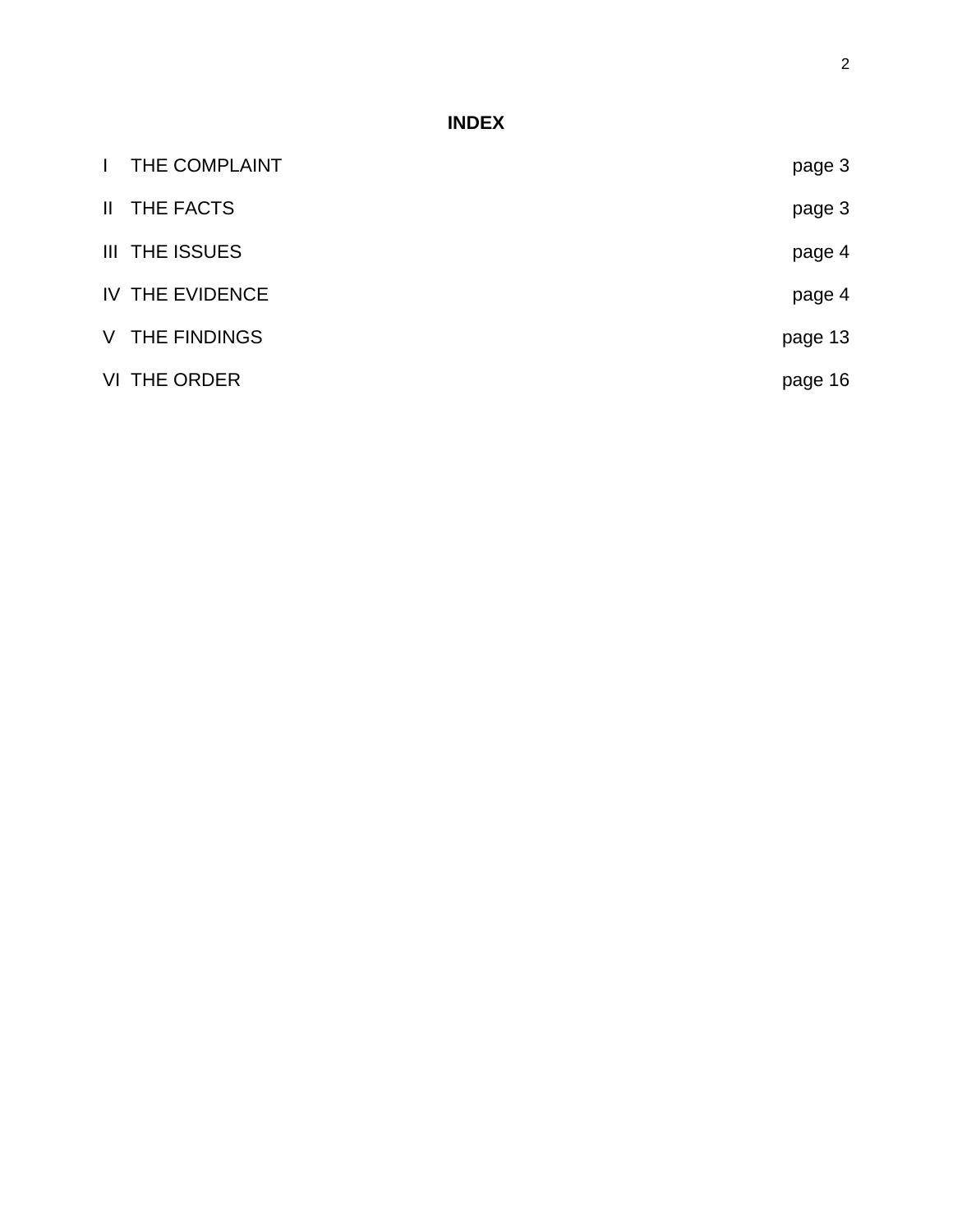**INDEX**

| | | |
|---|---|---|
| I | THE COMPLAINT | page 3 |
| II | THE FACTS | page 3 |
| III | THE ISSUES | page 4 |
| IV | THE EVIDENCE | page 4 |
| V | THE FINDINGS | page 13 |
| VI | THE ORDER | page 16 |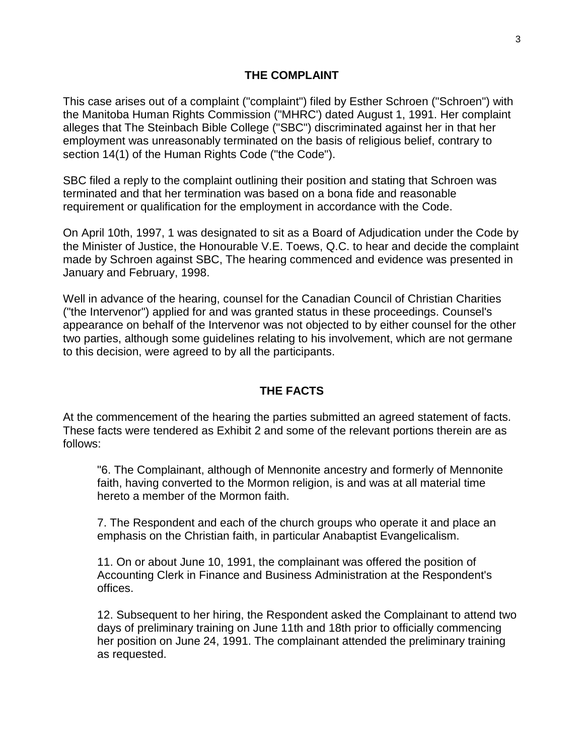## THE COMPLAINT

This case arises out of a complaint ("complaint") filed by Esther Schroen ("Schroen") with the Manitoba Human Rights Commission ("MHRC') dated August 1, 1991. Her complaint alleges that The Steinbach Bible College ("SBC") discriminated against her in that her employment was unreasonably terminated on the basis of religious belief, contrary to section 14(1) of the Human Rights Code ("the Code").

SBC filed a reply to the complaint outlining their position and stating that Schroen was terminated and that her termination was based on a bona fide and reasonable requirement or qualification for the employment in accordance with the Code.

On April 10th, 1997, 1 was designated to sit as a Board of Adjudication under the Code by the Minister of Justice, the Honourable V.E. Toews, Q.C. to hear and decide the complaint made by Schroen against SBC, The hearing commenced and evidence was presented in January and February, 1998.

Well in advance of the hearing, counsel for the Canadian Council of Christian Charities ("the Intervenor") applied for and was granted status in these proceedings. Counsel's appearance on behalf of the Intervenor was not objected to by either counsel for the other two parties, although some guidelines relating to his involvement, which are not germane to this decision, were agreed to by all the participants.

## THE FACTS

At the commencement of the hearing the parties submitted an agreed statement of facts. These facts were tendered as Exhibit 2 and some of the relevant portions therein are as follows:

> "6. The Complainant, although of Mennonite ancestry and formerly of Mennonite faith, having converted to the Mormon religion, is and was at all material time hereto a member of the Mormon faith.
>
> 7. The Respondent and each of the church groups who operate it and place an emphasis on the Christian faith, in particular Anabaptist Evangelicalism.
>
> 11. On or about June 10, 1991, the complainant was offered the position of Accounting Clerk in Finance and Business Administration at the Respondent's offices.
>
> 12. Subsequent to her hiring, the Respondent asked the Complainant to attend two days of preliminary training on June 11th and 18th prior to officially commencing her position on June 24, 1991. The complainant attended the preliminary training as requested.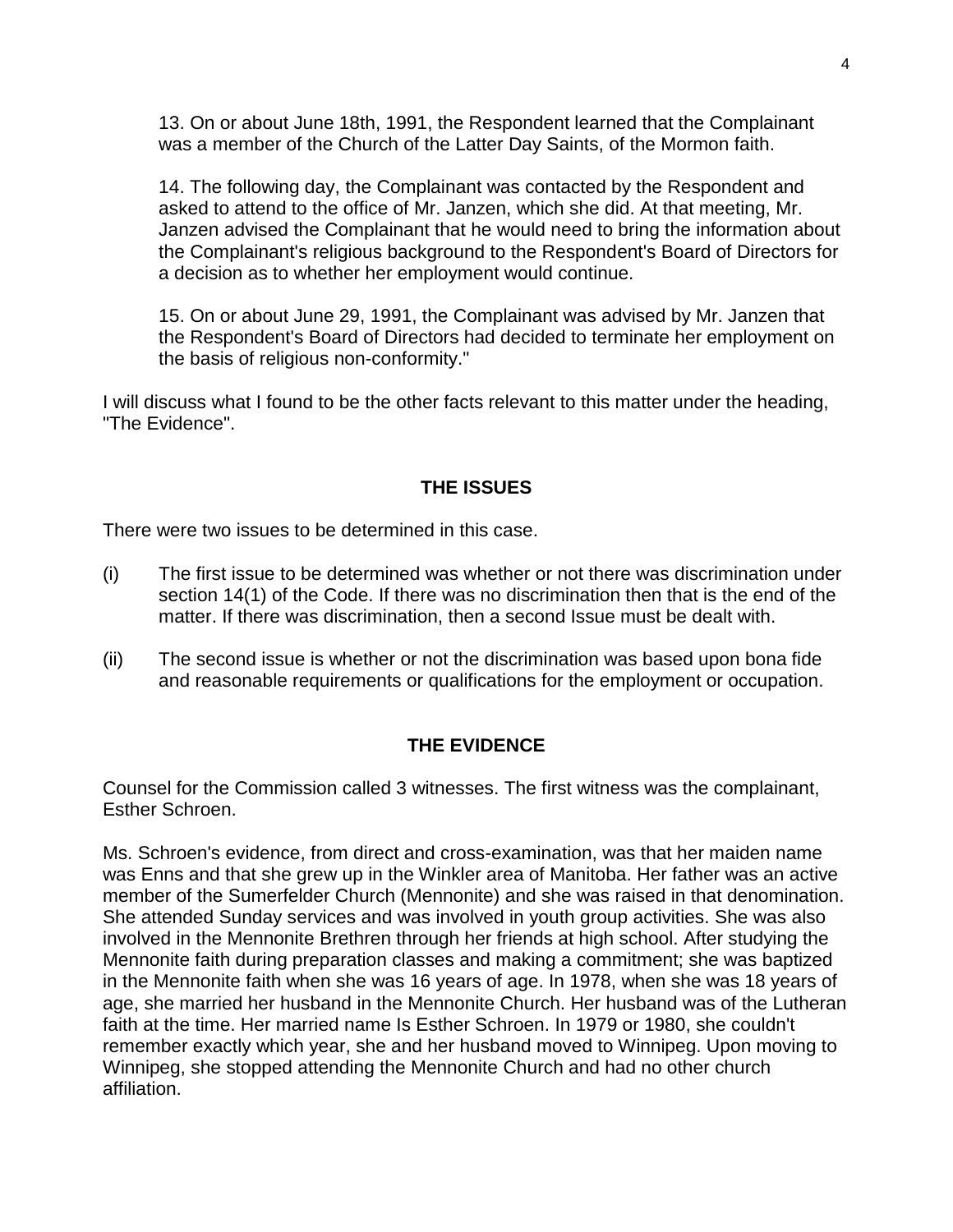13. On or about June 18th, 1991, the Respondent learned that the Complainant was a member of the Church of the Latter Day Saints, of the Mormon faith.

14. The following day, the Complainant was contacted by the Respondent and asked to attend to the office of Mr. Janzen, which she did. At that meeting, Mr. Janzen advised the Complainant that he would need to bring the information about the Complainant's religious background to the Respondent's Board of Directors for a decision as to whether her employment would continue.

15. On or about June 29, 1991, the Complainant was advised by Mr. Janzen that the Respondent's Board of Directors had decided to terminate her employment on the basis of religious non-conformity."

I will discuss what I found to be the other facts relevant to this matter under the heading, "The Evidence".

## THE ISSUES

There were two issues to be determined in this case.

(i) The first issue to be determined was whether or not there was discrimination under section 14(1) of the Code. If there was no discrimination then that is the end of the matter. If there was discrimination, then a second Issue must be dealt with.

(ii) The second issue is whether or not the discrimination was based upon bona fide and reasonable requirements or qualifications for the employment or occupation.

## THE EVIDENCE

Counsel for the Commission called 3 witnesses. The first witness was the complainant, Esther Schroen.

Ms. Schroen's evidence, from direct and cross-examination, was that her maiden name was Enns and that she grew up in the Winkler area of Manitoba. Her father was an active member of the Sumerfelder Church (Mennonite) and she was raised in that denomination. She attended Sunday services and was involved in youth group activities. She was also involved in the Mennonite Brethren through her friends at high school. After studying the Mennonite faith during preparation classes and making a commitment; she was baptized in the Mennonite faith when she was 16 years of age. In 1978, when she was 18 years of age, she married her husband in the Mennonite Church. Her husband was of the Lutheran faith at the time. Her married name Is Esther Schroen. In 1979 or 1980, she couldn't remember exactly which year, she and her husband moved to Winnipeg. Upon moving to Winnipeg, she stopped attending the Mennonite Church and had no other church affiliation.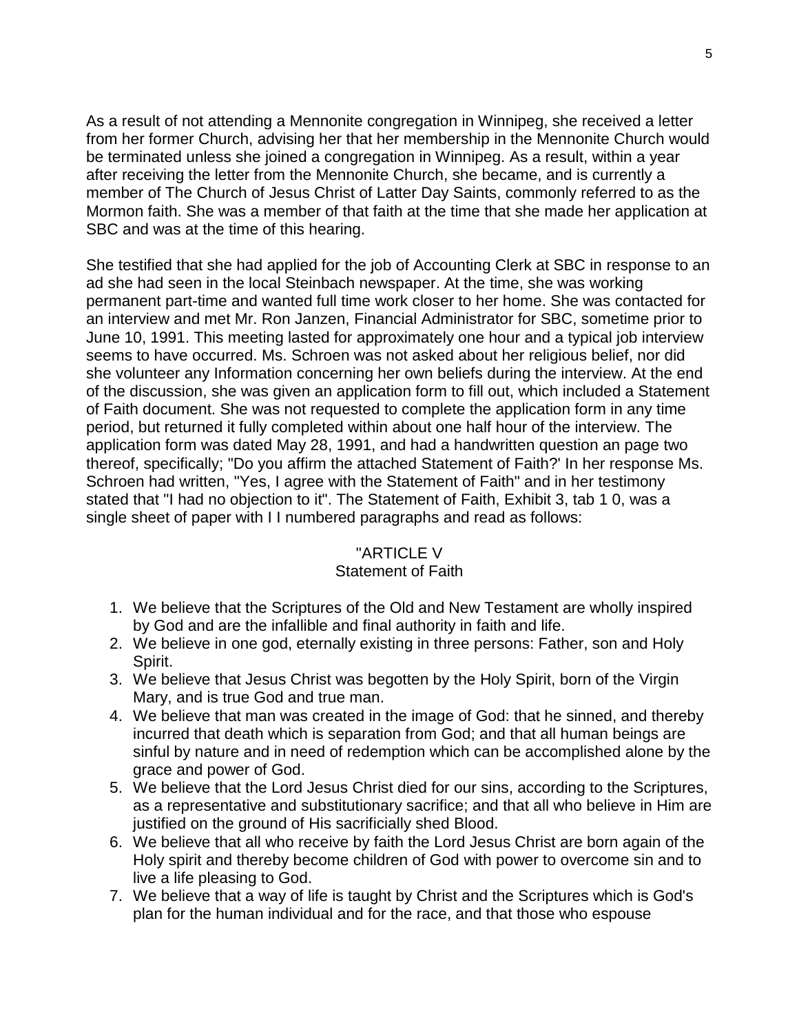As a result of not attending a Mennonite congregation in Winnipeg, she received a letter from her former Church, advising her that her membership in the Mennonite Church would be terminated unless she joined a congregation in Winnipeg. As a result, within a year after receiving the letter from the Mennonite Church, she became, and is currently a member of The Church of Jesus Christ of Latter Day Saints, commonly referred to as the Mormon faith. She was a member of that faith at the time that she made her application at SBC and was at the time of this hearing.

She testified that she had applied for the job of Accounting Clerk at SBC in response to an ad she had seen in the local Steinbach newspaper. At the time, she was working permanent part-time and wanted full time work closer to her home. She was contacted for an interview and met Mr. Ron Janzen, Financial Administrator for SBC, sometime prior to June 10, 1991. This meeting lasted for approximately one hour and a typical job interview seems to have occurred. Ms. Schroen was not asked about her religious belief, nor did she volunteer any Information concerning her own beliefs during the interview. At the end of the discussion, she was given an application form to fill out, which included a Statement of Faith document. She was not requested to complete the application form in any time period, but returned it fully completed within about one half hour of the interview. The application form was dated May 28, 1991, and had a handwritten question an page two thereof, specifically; "Do you affirm the attached Statement of Faith?' In her response Ms. Schroen had written, "Yes, I agree with the Statement of Faith" and in her testimony stated that "I had no objection to it". The Statement of Faith, Exhibit 3, tab 1 0, was a single sheet of paper with I I numbered paragraphs and read as follows:

"ARTICLE V
Statement of Faith

1. We believe that the Scriptures of the Old and New Testament are wholly inspired by God and are the infallible and final authority in faith and life.
2. We believe in one god, eternally existing in three persons: Father, son and Holy Spirit.
3. We believe that Jesus Christ was begotten by the Holy Spirit, born of the Virgin Mary, and is true God and true man.
4. We believe that man was created in the image of God: that he sinned, and thereby incurred that death which is separation from God; and that all human beings are sinful by nature and in need of redemption which can be accomplished alone by the grace and power of God.
5. We believe that the Lord Jesus Christ died for our sins, according to the Scriptures, as a representative and substitutionary sacrifice; and that all who believe in Him are justified on the ground of His sacrificially shed Blood.
6. We believe that all who receive by faith the Lord Jesus Christ are born again of the Holy spirit and thereby become children of God with power to overcome sin and to live a life pleasing to God.
7. We believe that a way of life is taught by Christ and the Scriptures which is God's plan for the human individual and for the race, and that those who espouse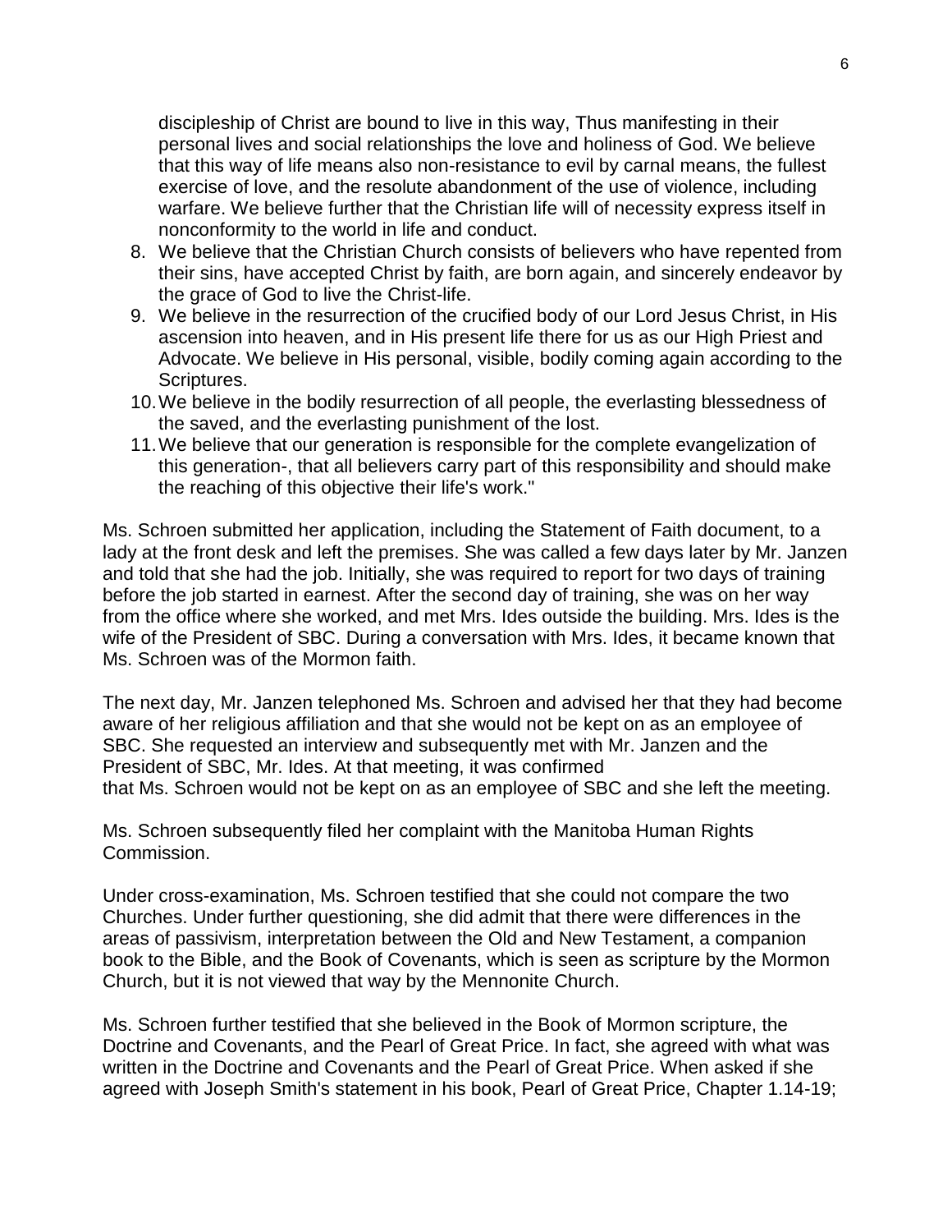discipleship of Christ are bound to live in this way, Thus manifesting in their personal lives and social relationships the love and holiness of God. We believe that this way of life means also non-resistance to evil by carnal means, the fullest exercise of love, and the resolute abandonment of the use of violence, including warfare. We believe further that the Christian life will of necessity express itself in nonconformity to the world in life and conduct.

8. We believe that the Christian Church consists of believers who have repented from their sins, have accepted Christ by faith, are born again, and sincerely endeavor by the grace of God to live the Christ-life.
9. We believe in the resurrection of the crucified body of our Lord Jesus Christ, in His ascension into heaven, and in His present life there for us as our High Priest and Advocate. We believe in His personal, visible, bodily coming again according to the Scriptures.
10. We believe in the bodily resurrection of all people, the everlasting blessedness of the saved, and the everlasting punishment of the lost.
11. We believe that our generation is responsible for the complete evangelization of this generation-, that all believers carry part of this responsibility and should make the reaching of this objective their life's work."

Ms. Schroen submitted her application, including the Statement of Faith document, to a lady at the front desk and left the premises. She was called a few days later by Mr. Janzen and told that she had the job. Initially, she was required to report for two days of training before the job started in earnest. After the second day of training, she was on her way from the office where she worked, and met Mrs. Ides outside the building. Mrs. Ides is the wife of the President of SBC. During a conversation with Mrs. Ides, it became known that Ms. Schroen was of the Mormon faith.

The next day, Mr. Janzen telephoned Ms. Schroen and advised her that they had become aware of her religious affiliation and that she would not be kept on as an employee of SBC. She requested an interview and subsequently met with Mr. Janzen and the President of SBC, Mr. Ides. At that meeting, it was confirmed that Ms. Schroen would not be kept on as an employee of SBC and she left the meeting.

Ms. Schroen subsequently filed her complaint with the Manitoba Human Rights Commission.

Under cross-examination, Ms. Schroen testified that she could not compare the two Churches. Under further questioning, she did admit that there were differences in the areas of passivism, interpretation between the Old and New Testament, a companion book to the Bible, and the Book of Covenants, which is seen as scripture by the Mormon Church, but it is not viewed that way by the Mennonite Church.

Ms. Schroen further testified that she believed in the Book of Mormon scripture, the Doctrine and Covenants, and the Pearl of Great Price. In fact, she agreed with what was written in the Doctrine and Covenants and the Pearl of Great Price. When asked if she agreed with Joseph Smith's statement in his book, Pearl of Great Price, Chapter 1.14-19;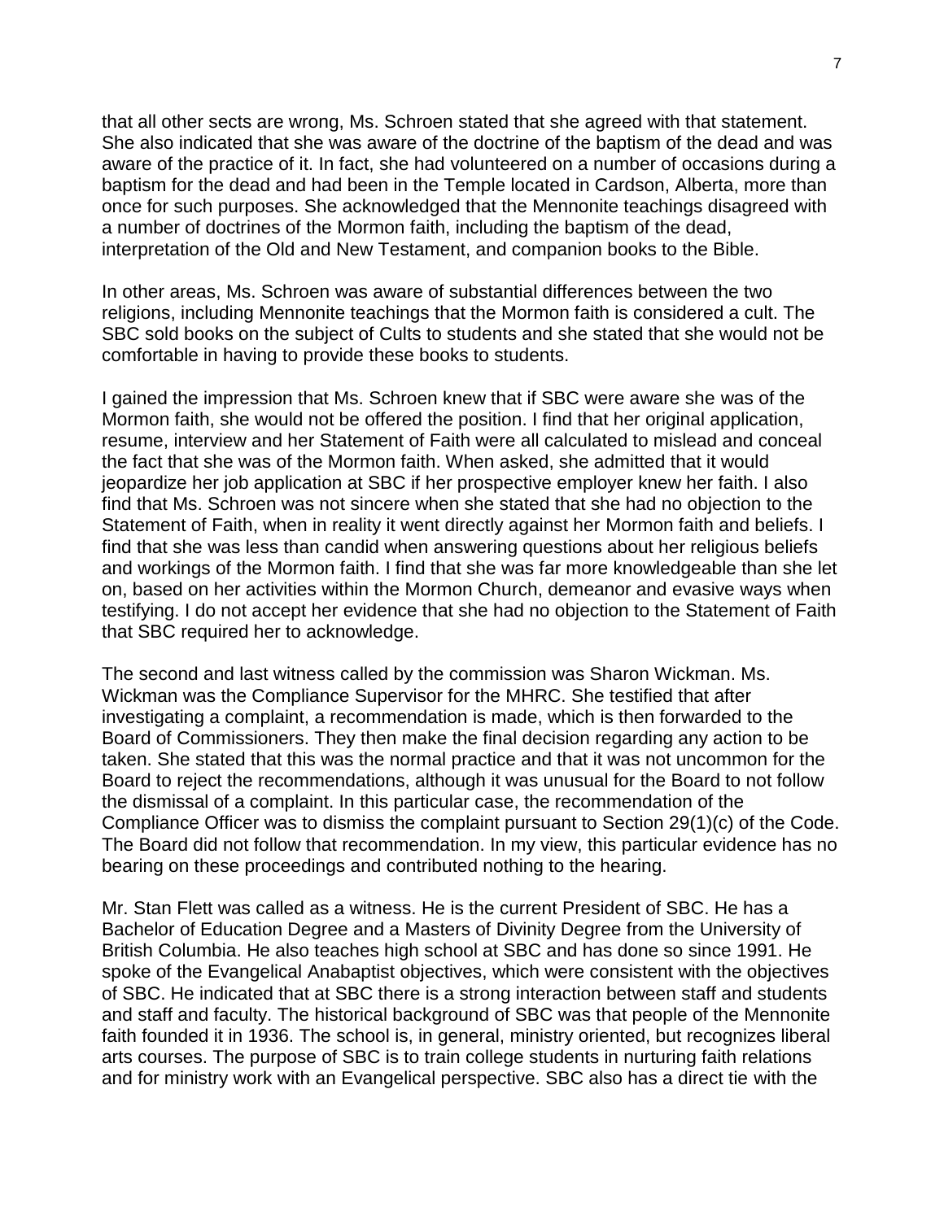that all other sects are wrong, Ms. Schroen stated that she agreed with that statement. She also indicated that she was aware of the doctrine of the baptism of the dead and was aware of the practice of it. In fact, she had volunteered on a number of occasions during a baptism for the dead and had been in the Temple located in Cardson, Alberta, more than once for such purposes. She acknowledged that the Mennonite teachings disagreed with a number of doctrines of the Mormon faith, including the baptism of the dead, interpretation of the Old and New Testament, and companion books to the Bible.

In other areas, Ms. Schroen was aware of substantial differences between the two religions, including Mennonite teachings that the Mormon faith is considered a cult. The SBC sold books on the subject of Cults to students and she stated that she would not be comfortable in having to provide these books to students.

I gained the impression that Ms. Schroen knew that if SBC were aware she was of the Mormon faith, she would not be offered the position. I find that her original application, resume, interview and her Statement of Faith were all calculated to mislead and conceal the fact that she was of the Mormon faith. When asked, she admitted that it would jeopardize her job application at SBC if her prospective employer knew her faith. I also find that Ms. Schroen was not sincere when she stated that she had no objection to the Statement of Faith, when in reality it went directly against her Mormon faith and beliefs. I find that she was less than candid when answering questions about her religious beliefs and workings of the Mormon faith. I find that she was far more knowledgeable than she let on, based on her activities within the Mormon Church, demeanor and evasive ways when testifying. I do not accept her evidence that she had no objection to the Statement of Faith that SBC required her to acknowledge.

The second and last witness called by the commission was Sharon Wickman. Ms. Wickman was the Compliance Supervisor for the MHRC. She testified that after investigating a complaint, a recommendation is made, which is then forwarded to the Board of Commissioners. They then make the final decision regarding any action to be taken. She stated that this was the normal practice and that it was not uncommon for the Board to reject the recommendations, although it was unusual for the Board to not follow the dismissal of a complaint. In this particular case, the recommendation of the Compliance Officer was to dismiss the complaint pursuant to Section 29(1)(c) of the Code. The Board did not follow that recommendation. In my view, this particular evidence has no bearing on these proceedings and contributed nothing to the hearing.

Mr. Stan Flett was called as a witness. He is the current President of SBC. He has a Bachelor of Education Degree and a Masters of Divinity Degree from the University of British Columbia. He also teaches high school at SBC and has done so since 1991. He spoke of the Evangelical Anabaptist objectives, which were consistent with the objectives of SBC. He indicated that at SBC there is a strong interaction between staff and students and staff and faculty. The historical background of SBC was that people of the Mennonite faith founded it in 1936. The school is, in general, ministry oriented, but recognizes liberal arts courses. The purpose of SBC is to train college students in nurturing faith relations and for ministry work with an Evangelical perspective. SBC also has a direct tie with the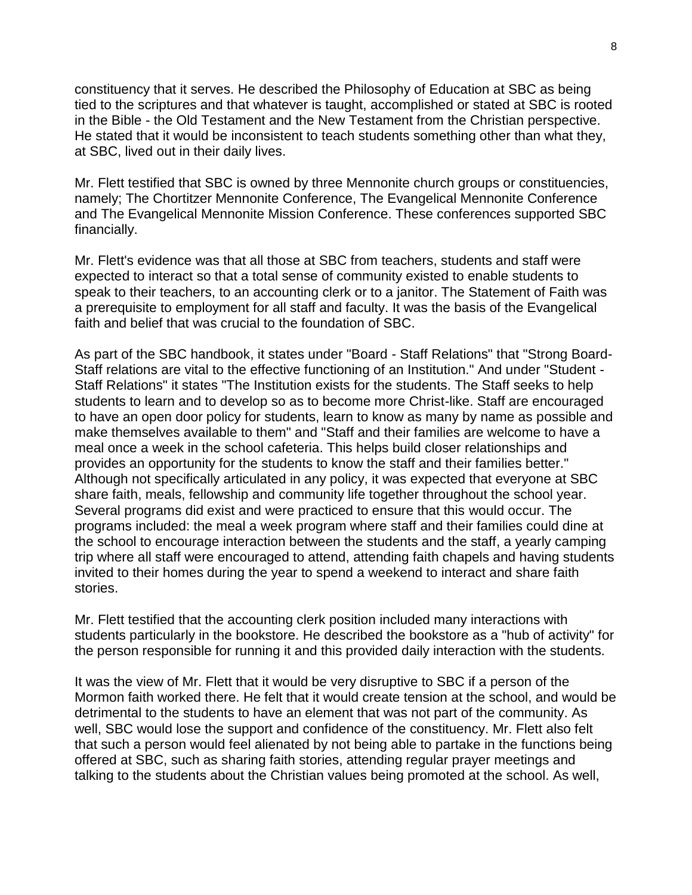constituency that it serves. He described the Philosophy of Education at SBC as being tied to the scriptures and that whatever is taught, accomplished or stated at SBC is rooted in the Bible - the Old Testament and the New Testament from the Christian perspective. He stated that it would be inconsistent to teach students something other than what they, at SBC, lived out in their daily lives.

Mr. Flett testified that SBC is owned by three Mennonite church groups or constituencies, namely; The Chortitzer Mennonite Conference, The Evangelical Mennonite Conference and The Evangelical Mennonite Mission Conference. These conferences supported SBC financially.

Mr. Flett's evidence was that all those at SBC from teachers, students and staff were expected to interact so that a total sense of community existed to enable students to speak to their teachers, to an accounting clerk or to a janitor. The Statement of Faith was a prerequisite to employment for all staff and faculty. It was the basis of the Evangelical faith and belief that was crucial to the foundation of SBC.

As part of the SBC handbook, it states under "Board - Staff Relations" that "Strong Board-Staff relations are vital to the effective functioning of an Institution." And under "Student - Staff Relations" it states "The Institution exists for the students. The Staff seeks to help students to learn and to develop so as to become more Christ-like. Staff are encouraged to have an open door policy for students, learn to know as many by name as possible and make themselves available to them" and "Staff and their families are welcome to have a meal once a week in the school cafeteria. This helps build closer relationships and provides an opportunity for the students to know the staff and their families better." Although not specifically articulated in any policy, it was expected that everyone at SBC share faith, meals, fellowship and community life together throughout the school year. Several programs did exist and were practiced to ensure that this would occur. The programs included: the meal a week program where staff and their families could dine at the school to encourage interaction between the students and the staff, a yearly camping trip where all staff were encouraged to attend, attending faith chapels and having students invited to their homes during the year to spend a weekend to interact and share faith stories.

Mr. Flett testified that the accounting clerk position included many interactions with students particularly in the bookstore. He described the bookstore as a "hub of activity" for the person responsible for running it and this provided daily interaction with the students.

It was the view of Mr. Flett that it would be very disruptive to SBC if a person of the Mormon faith worked there. He felt that it would create tension at the school, and would be detrimental to the students to have an element that was not part of the community. As well, SBC would lose the support and confidence of the constituency. Mr. Flett also felt that such a person would feel alienated by not being able to partake in the functions being offered at SBC, such as sharing faith stories, attending regular prayer meetings and talking to the students about the Christian values being promoted at the school. As well,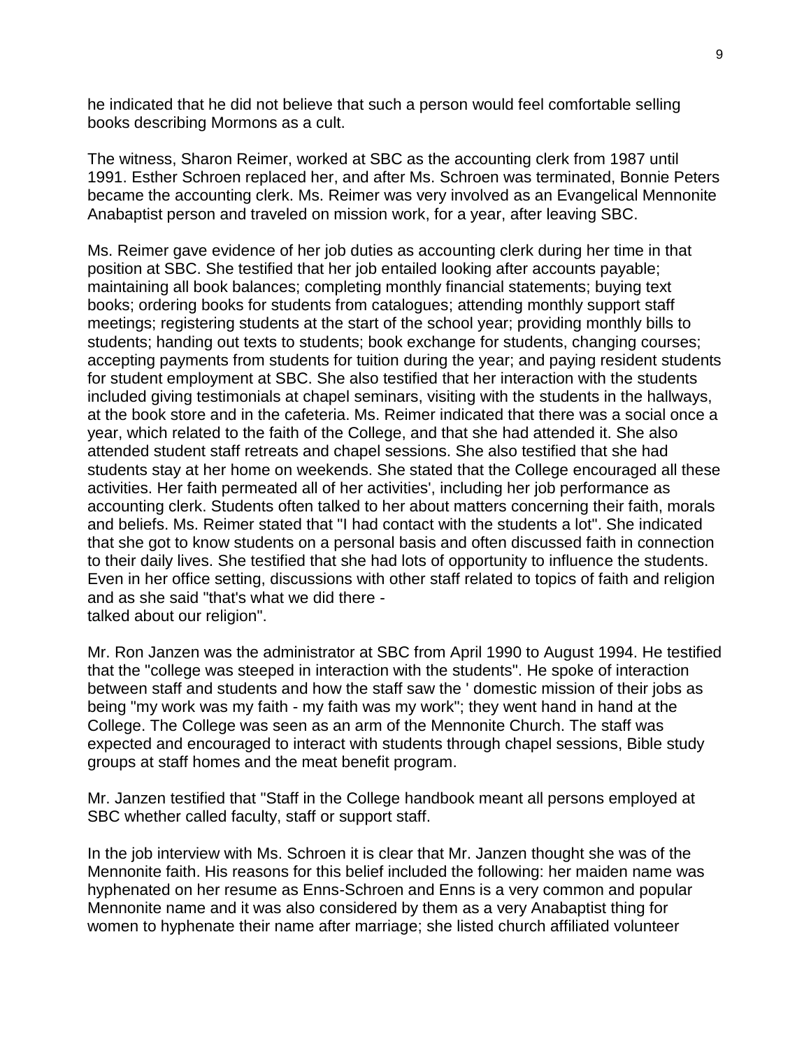he indicated that he did not believe that such a person would feel comfortable selling books describing Mormons as a cult.

The witness, Sharon Reimer, worked at SBC as the accounting clerk from 1987 until 1991. Esther Schroen replaced her, and after Ms. Schroen was terminated, Bonnie Peters became the accounting clerk. Ms. Reimer was very involved as an Evangelical Mennonite Anabaptist person and traveled on mission work, for a year, after leaving SBC.

Ms. Reimer gave evidence of her job duties as accounting clerk during her time in that position at SBC. She testified that her job entailed looking after accounts payable; maintaining all book balances; completing monthly financial statements; buying text books; ordering books for students from catalogues; attending monthly support staff meetings; registering students at the start of the school year; providing monthly bills to students; handing out texts to students; book exchange for students, changing courses; accepting payments from students for tuition during the year; and paying resident students for student employment at SBC. She also testified that her interaction with the students included giving testimonials at chapel seminars, visiting with the students in the hallways, at the book store and in the cafeteria. Ms. Reimer indicated that there was a social once a year, which related to the faith of the College, and that she had attended it. She also attended student staff retreats and chapel sessions. She also testified that she had students stay at her home on weekends. She stated that the College encouraged all these activities. Her faith permeated all of her activities', including her job performance as accounting clerk. Students often talked to her about matters concerning their faith, morals and beliefs. Ms. Reimer stated that "I had contact with the students a lot". She indicated that she got to know students on a personal basis and often discussed faith in connection to their daily lives. She testified that she had lots of opportunity to influence the students. Even in her office setting, discussions with other staff related to topics of faith and religion and as she said "that's what we did there -
talked about our religion".

Mr. Ron Janzen was the administrator at SBC from April 1990 to August 1994. He testified that the "college was steeped in interaction with the students". He spoke of interaction between staff and students and how the staff saw the ' domestic mission of their jobs as being "my work was my faith - my faith was my work"; they went hand in hand at the College. The College was seen as an arm of the Mennonite Church. The staff was expected and encouraged to interact with students through chapel sessions, Bible study groups at staff homes and the meat benefit program.

Mr. Janzen testified that "Staff in the College handbook meant all persons employed at SBC whether called faculty, staff or support staff.

In the job interview with Ms. Schroen it is clear that Mr. Janzen thought she was of the Mennonite faith. His reasons for this belief included the following: her maiden name was hyphenated on her resume as Enns-Schroen and Enns is a very common and popular Mennonite name and it was also considered by them as a very Anabaptist thing for women to hyphenate their name after marriage; she listed church affiliated volunteer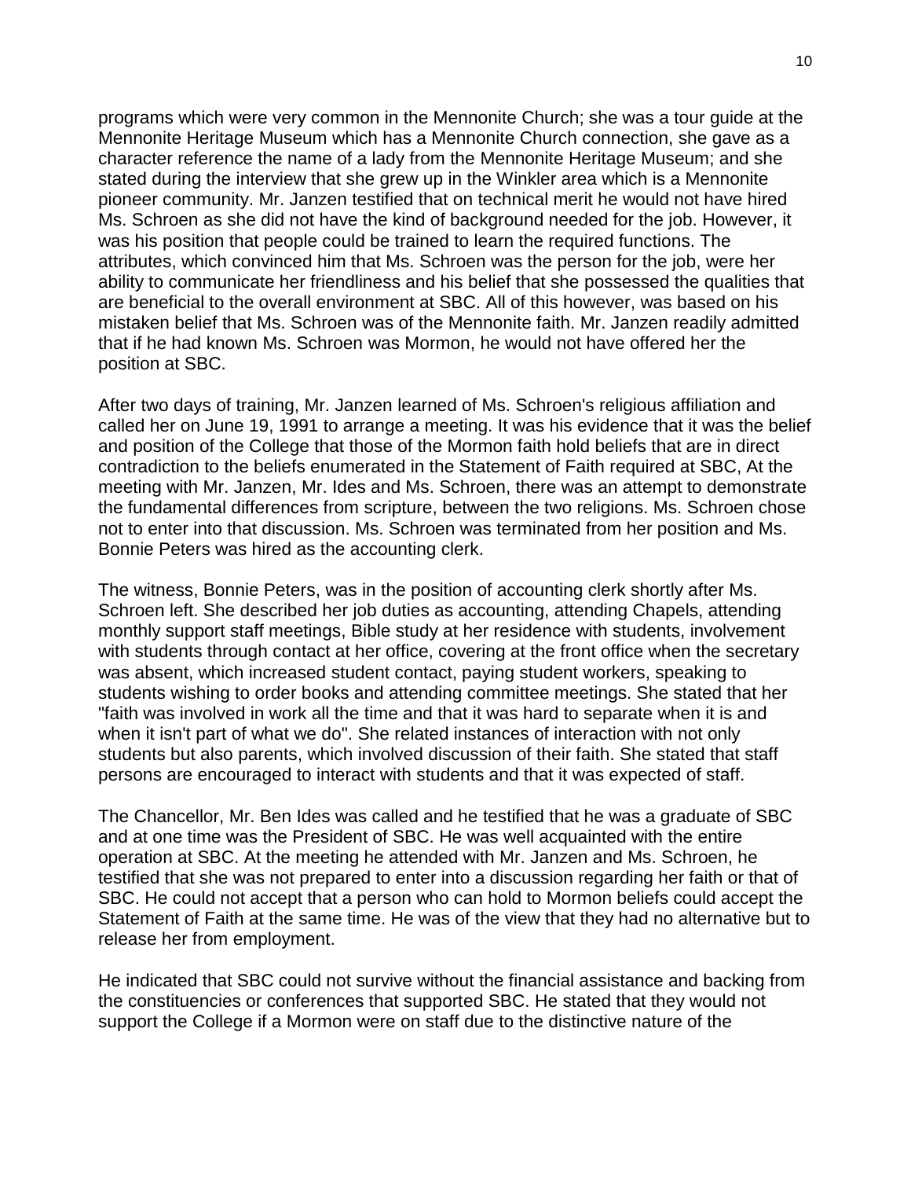programs which were very common in the Mennonite Church; she was a tour guide at the Mennonite Heritage Museum which has a Mennonite Church connection, she gave as a character reference the name of a lady from the Mennonite Heritage Museum; and she stated during the interview that she grew up in the Winkler area which is a Mennonite pioneer community. Mr. Janzen testified that on technical merit he would not have hired Ms. Schroen as she did not have the kind of background needed for the job. However, it was his position that people could be trained to learn the required functions. The attributes, which convinced him that Ms. Schroen was the person for the job, were her ability to communicate her friendliness and his belief that she possessed the qualities that are beneficial to the overall environment at SBC. All of this however, was based on his mistaken belief that Ms. Schroen was of the Mennonite faith. Mr. Janzen readily admitted that if he had known Ms. Schroen was Mormon, he would not have offered her the position at SBC.

After two days of training, Mr. Janzen learned of Ms. Schroen's religious affiliation and called her on June 19, 1991 to arrange a meeting. It was his evidence that it was the belief and position of the College that those of the Mormon faith hold beliefs that are in direct contradiction to the beliefs enumerated in the Statement of Faith required at SBC, At the meeting with Mr. Janzen, Mr. Ides and Ms. Schroen, there was an attempt to demonstrate the fundamental differences from scripture, between the two religions. Ms. Schroen chose not to enter into that discussion. Ms. Schroen was terminated from her position and Ms. Bonnie Peters was hired as the accounting clerk.

The witness, Bonnie Peters, was in the position of accounting clerk shortly after Ms. Schroen left. She described her job duties as accounting, attending Chapels, attending monthly support staff meetings, Bible study at her residence with students, involvement with students through contact at her office, covering at the front office when the secretary was absent, which increased student contact, paying student workers, speaking to students wishing to order books and attending committee meetings. She stated that her "faith was involved in work all the time and that it was hard to separate when it is and when it isn't part of what we do". She related instances of interaction with not only students but also parents, which involved discussion of their faith. She stated that staff persons are encouraged to interact with students and that it was expected of staff.

The Chancellor, Mr. Ben Ides was called and he testified that he was a graduate of SBC and at one time was the President of SBC. He was well acquainted with the entire operation at SBC. At the meeting he attended with Mr. Janzen and Ms. Schroen, he testified that she was not prepared to enter into a discussion regarding her faith or that of SBC. He could not accept that a person who can hold to Mormon beliefs could accept the Statement of Faith at the same time. He was of the view that they had no alternative but to release her from employment.

He indicated that SBC could not survive without the financial assistance and backing from the constituencies or conferences that supported SBC. He stated that they would not support the College if a Mormon were on staff due to the distinctive nature of the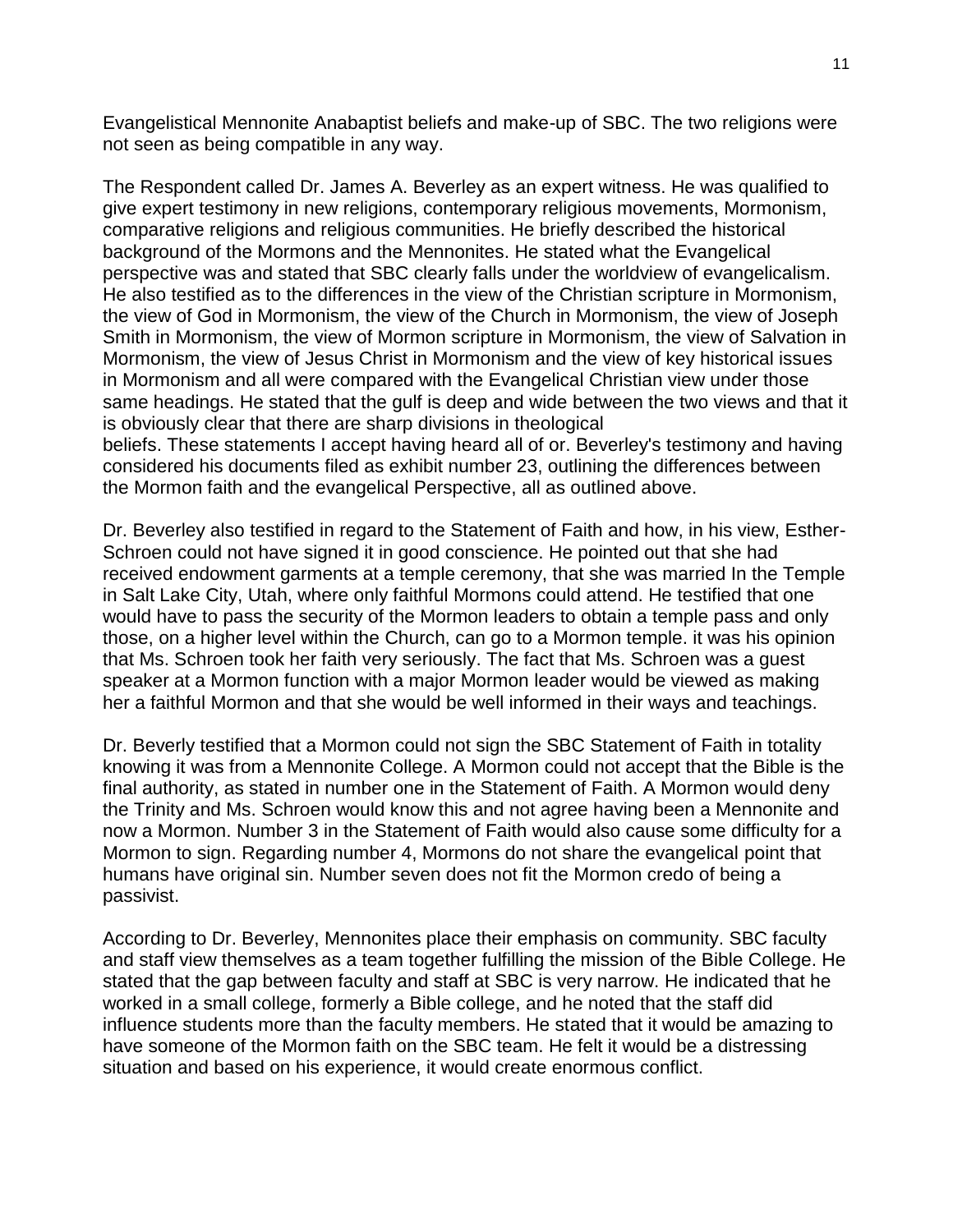Evangelistical Mennonite Anabaptist beliefs and make-up of SBC. The two religions were not seen as being compatible in any way.

The Respondent called Dr. James A. Beverley as an expert witness. He was qualified to give expert testimony in new religions, contemporary religious movements, Mormonism, comparative religions and religious communities. He briefly described the historical background of the Mormons and the Mennonites. He stated what the Evangelical perspective was and stated that SBC clearly falls under the worldview of evangelicalism. He also testified as to the differences in the view of the Christian scripture in Mormonism, the view of God in Mormonism, the view of the Church in Mormonism, the view of Joseph Smith in Mormonism, the view of Mormon scripture in Mormonism, the view of Salvation in Mormonism, the view of Jesus Christ in Mormonism and the view of key historical issues in Mormonism and all were compared with the Evangelical Christian view under those same headings. He stated that the gulf is deep and wide between the two views and that it is obviously clear that there are sharp divisions in theological
beliefs. These statements I accept having heard all of or. Beverley's testimony and having considered his documents filed as exhibit number 23, outlining the differences between the Mormon faith and the evangelical Perspective, all as outlined above.

Dr. Beverley also testified in regard to the Statement of Faith and how, in his view, Esther-Schroen could not have signed it in good conscience. He pointed out that she had received endowment garments at a temple ceremony, that she was married In the Temple in Salt Lake City, Utah, where only faithful Mormons could attend. He testified that one would have to pass the security of the Mormon leaders to obtain a temple pass and only those, on a higher level within the Church, can go to a Mormon temple. it was his opinion that Ms. Schroen took her faith very seriously. The fact that Ms. Schroen was a guest speaker at a Mormon function with a major Mormon leader would be viewed as making her a faithful Mormon and that she would be well informed in their ways and teachings.

Dr. Beverly testified that a Mormon could not sign the SBC Statement of Faith in totality knowing it was from a Mennonite College. A Mormon could not accept that the Bible is the final authority, as stated in number one in the Statement of Faith. A Mormon would deny the Trinity and Ms. Schroen would know this and not agree having been a Mennonite and now a Mormon. Number 3 in the Statement of Faith would also cause some difficulty for a Mormon to sign. Regarding number 4, Mormons do not share the evangelical point that humans have original sin. Number seven does not fit the Mormon credo of being a passivist.

According to Dr. Beverley, Mennonites place their emphasis on community. SBC faculty and staff view themselves as a team together fulfilling the mission of the Bible College. He stated that the gap between faculty and staff at SBC is very narrow. He indicated that he worked in a small college, formerly a Bible college, and he noted that the staff did influence students more than the faculty members. He stated that it would be amazing to have someone of the Mormon faith on the SBC team. He felt it would be a distressing situation and based on his experience, it would create enormous conflict.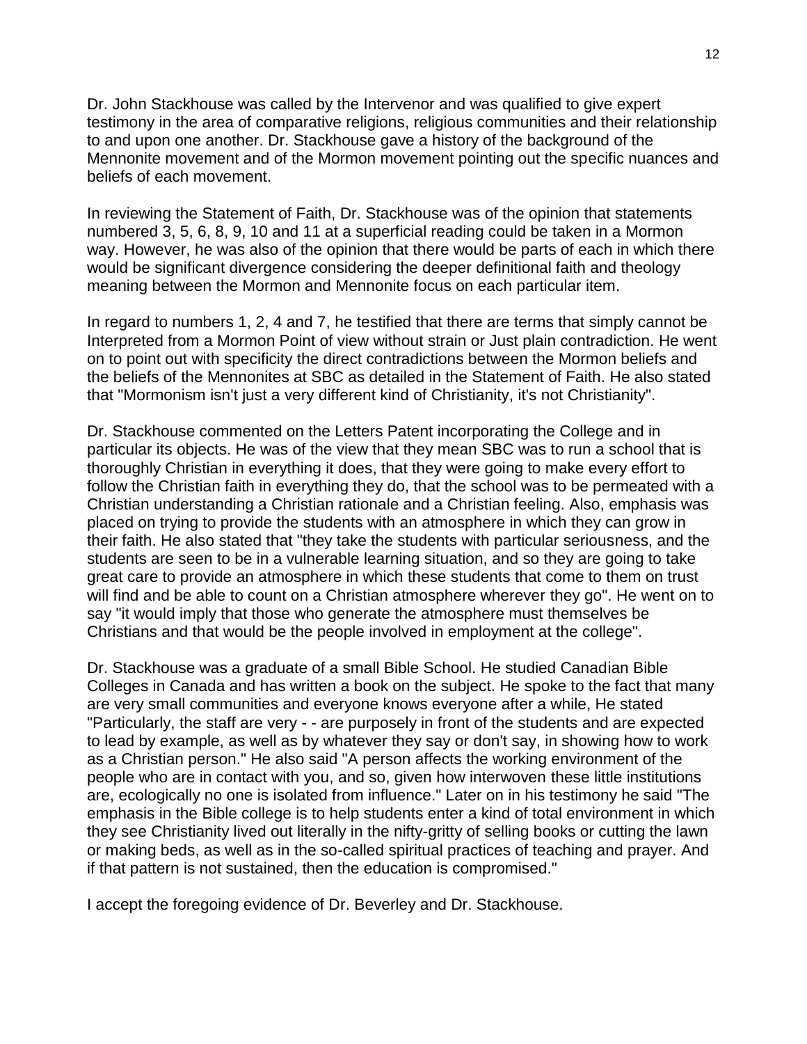Dr. John Stackhouse was called by the Intervenor and was qualified to give expert testimony in the area of comparative religions, religious communities and their relationship to and upon one another. Dr. Stackhouse gave a history of the background of the Mennonite movement and of the Mormon movement pointing out the specific nuances and beliefs of each movement.

In reviewing the Statement of Faith, Dr. Stackhouse was of the opinion that statements numbered 3, 5, 6, 8, 9, 10 and 11 at a superficial reading could be taken in a Mormon way. However, he was also of the opinion that there would be parts of each in which there would be significant divergence considering the deeper definitional faith and theology meaning between the Mormon and Mennonite focus on each particular item.

In regard to numbers 1, 2, 4 and 7, he testified that there are terms that simply cannot be Interpreted from a Mormon Point of view without strain or Just plain contradiction. He went on to point out with specificity the direct contradictions between the Mormon beliefs and the beliefs of the Mennonites at SBC as detailed in the Statement of Faith. He also stated that "Mormonism isn't just a very different kind of Christianity, it's not Christianity".

Dr. Stackhouse commented on the Letters Patent incorporating the College and in particular its objects. He was of the view that they mean SBC was to run a school that is thoroughly Christian in everything it does, that they were going to make every effort to follow the Christian faith in everything they do, that the school was to be permeated with a Christian understanding a Christian rationale and a Christian feeling. Also, emphasis was placed on trying to provide the students with an atmosphere in which they can grow in their faith. He also stated that "they take the students with particular seriousness, and the students are seen to be in a vulnerable learning situation, and so they are going to take great care to provide an atmosphere in which these students that come to them on trust will find and be able to count on a Christian atmosphere wherever they go". He went on to say "it would imply that those who generate the atmosphere must themselves be Christians and that would be the people involved in employment at the college".

Dr. Stackhouse was a graduate of a small Bible School. He studied Canadian Bible Colleges in Canada and has written a book on the subject. He spoke to the fact that many are very small communities and everyone knows everyone after a while, He stated "Particularly, the staff are very - - are purposely in front of the students and are expected to lead by example, as well as by whatever they say or don't say, in showing how to work as a Christian person." He also said "A person affects the working environment of the people who are in contact with you, and so, given how interwoven these little institutions are, ecologically no one is isolated from influence." Later on in his testimony he said "The emphasis in the Bible college is to help students enter a kind of total environment in which they see Christianity lived out literally in the nifty-gritty of selling books or cutting the lawn or making beds, as well as in the so-called spiritual practices of teaching and prayer. And if that pattern is not sustained, then the education is compromised."

I accept the foregoing evidence of Dr. Beverley and Dr. Stackhouse.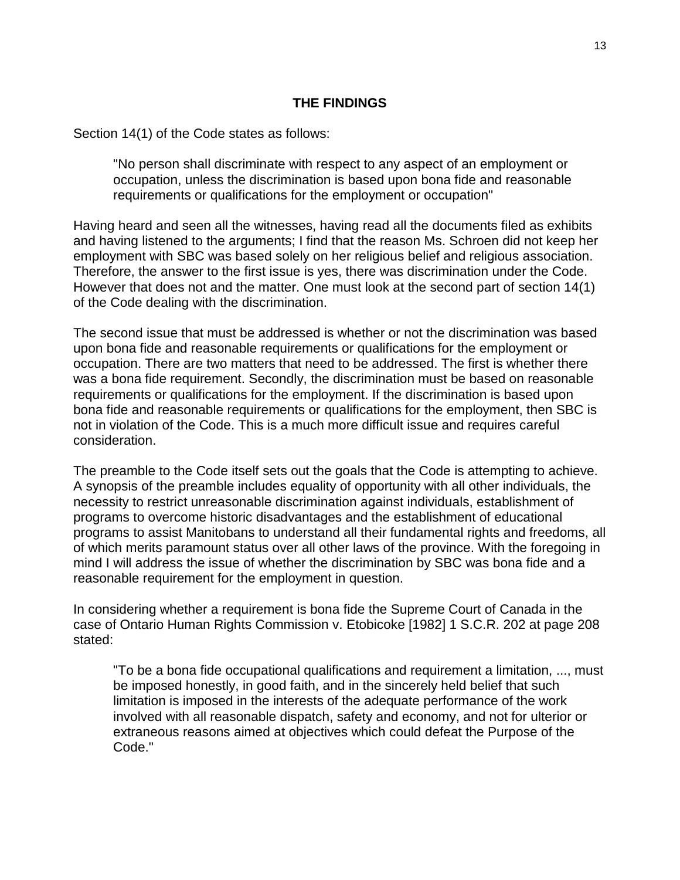## THE FINDINGS

Section 14(1) of the Code states as follows:

> "No person shall discriminate with respect to any aspect of an employment or occupation, unless the discrimination is based upon bona fide and reasonable requirements or qualifications for the employment or occupation"

Having heard and seen all the witnesses, having read all the documents filed as exhibits and having listened to the arguments; I find that the reason Ms. Schroen did not keep her employment with SBC was based solely on her religious belief and religious association. Therefore, the answer to the first issue is yes, there was discrimination under the Code. However that does not and the matter. One must look at the second part of section 14(1) of the Code dealing with the discrimination.

The second issue that must be addressed is whether or not the discrimination was based upon bona fide and reasonable requirements or qualifications for the employment or occupation. There are two matters that need to be addressed. The first is whether there was a bona fide requirement. Secondly, the discrimination must be based on reasonable requirements or qualifications for the employment. If the discrimination is based upon bona fide and reasonable requirements or qualifications for the employment, then SBC is not in violation of the Code. This is a much more difficult issue and requires careful consideration.

The preamble to the Code itself sets out the goals that the Code is attempting to achieve. A synopsis of the preamble includes equality of opportunity with all other individuals, the necessity to restrict unreasonable discrimination against individuals, establishment of programs to overcome historic disadvantages and the establishment of educational programs to assist Manitobans to understand all their fundamental rights and freedoms, all of which merits paramount status over all other laws of the province. With the foregoing in mind I will address the issue of whether the discrimination by SBC was bona fide and a reasonable requirement for the employment in question.

In considering whether a requirement is bona fide the Supreme Court of Canada in the case of Ontario Human Rights Commission v. Etobicoke [1982] 1 S.C.R. 202 at page 208 stated:

> "To be a bona fide occupational qualifications and requirement a limitation, ..., must be imposed honestly, in good faith, and in the sincerely held belief that such limitation is imposed in the interests of the adequate performance of the work involved with all reasonable dispatch, safety and economy, and not for ulterior or extraneous reasons aimed at objectives which could defeat the Purpose of the Code."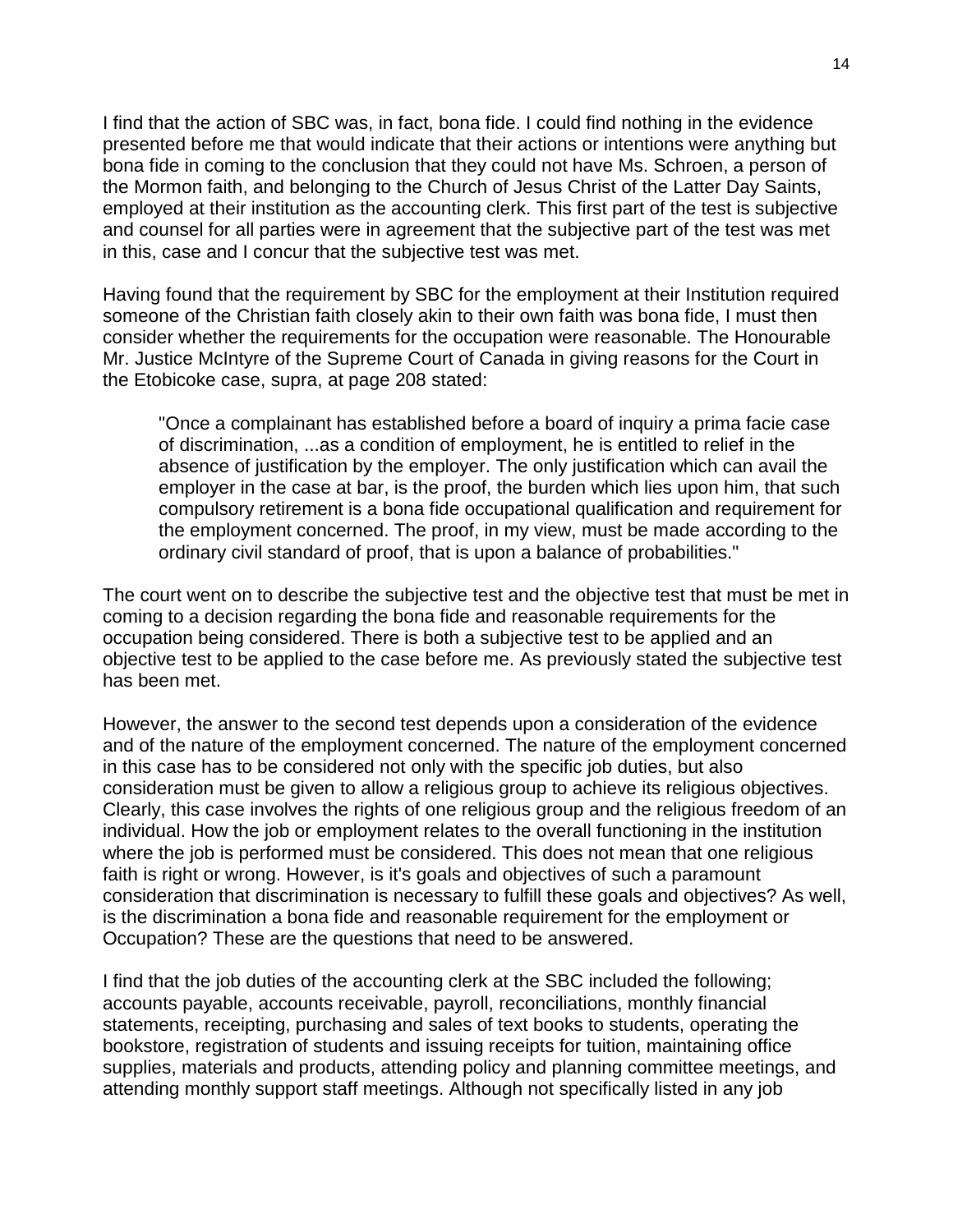I find that the action of SBC was, in fact, bona fide. I could find nothing in the evidence presented before me that would indicate that their actions or intentions were anything but bona fide in coming to the conclusion that they could not have Ms. Schroen, a person of the Mormon faith, and belonging to the Church of Jesus Christ of the Latter Day Saints, employed at their institution as the accounting clerk. This first part of the test is subjective and counsel for all parties were in agreement that the subjective part of the test was met in this, case and I concur that the subjective test was met.

Having found that the requirement by SBC for the employment at their Institution required someone of the Christian faith closely akin to their own faith was bona fide, I must then consider whether the requirements for the occupation were reasonable. The Honourable Mr. Justice McIntyre of the Supreme Court of Canada in giving reasons for the Court in the Etobicoke case, supra, at page 208 stated:

> "Once a complainant has established before a board of inquiry a prima facie case of discrimination, ...as a condition of employment, he is entitled to relief in the absence of justification by the employer. The only justification which can avail the employer in the case at bar, is the proof, the burden which lies upon him, that such compulsory retirement is a bona fide occupational qualification and requirement for the employment concerned. The proof, in my view, must be made according to the ordinary civil standard of proof, that is upon a balance of probabilities."

The court went on to describe the subjective test and the objective test that must be met in coming to a decision regarding the bona fide and reasonable requirements for the occupation being considered. There is both a subjective test to be applied and an objective test to be applied to the case before me. As previously stated the subjective test has been met.

However, the answer to the second test depends upon a consideration of the evidence and of the nature of the employment concerned. The nature of the employment concerned in this case has to be considered not only with the specific job duties, but also consideration must be given to allow a religious group to achieve its religious objectives. Clearly, this case involves the rights of one religious group and the religious freedom of an individual. How the job or employment relates to the overall functioning in the institution where the job is performed must be considered. This does not mean that one religious faith is right or wrong. However, is it's goals and objectives of such a paramount consideration that discrimination is necessary to fulfill these goals and objectives? As well, is the discrimination a bona fide and reasonable requirement for the employment or Occupation? These are the questions that need to be answered.

I find that the job duties of the accounting clerk at the SBC included the following; accounts payable, accounts receivable, payroll, reconciliations, monthly financial statements, receipting, purchasing and sales of text books to students, operating the bookstore, registration of students and issuing receipts for tuition, maintaining office supplies, materials and products, attending policy and planning committee meetings, and attending monthly support staff meetings. Although not specifically listed in any job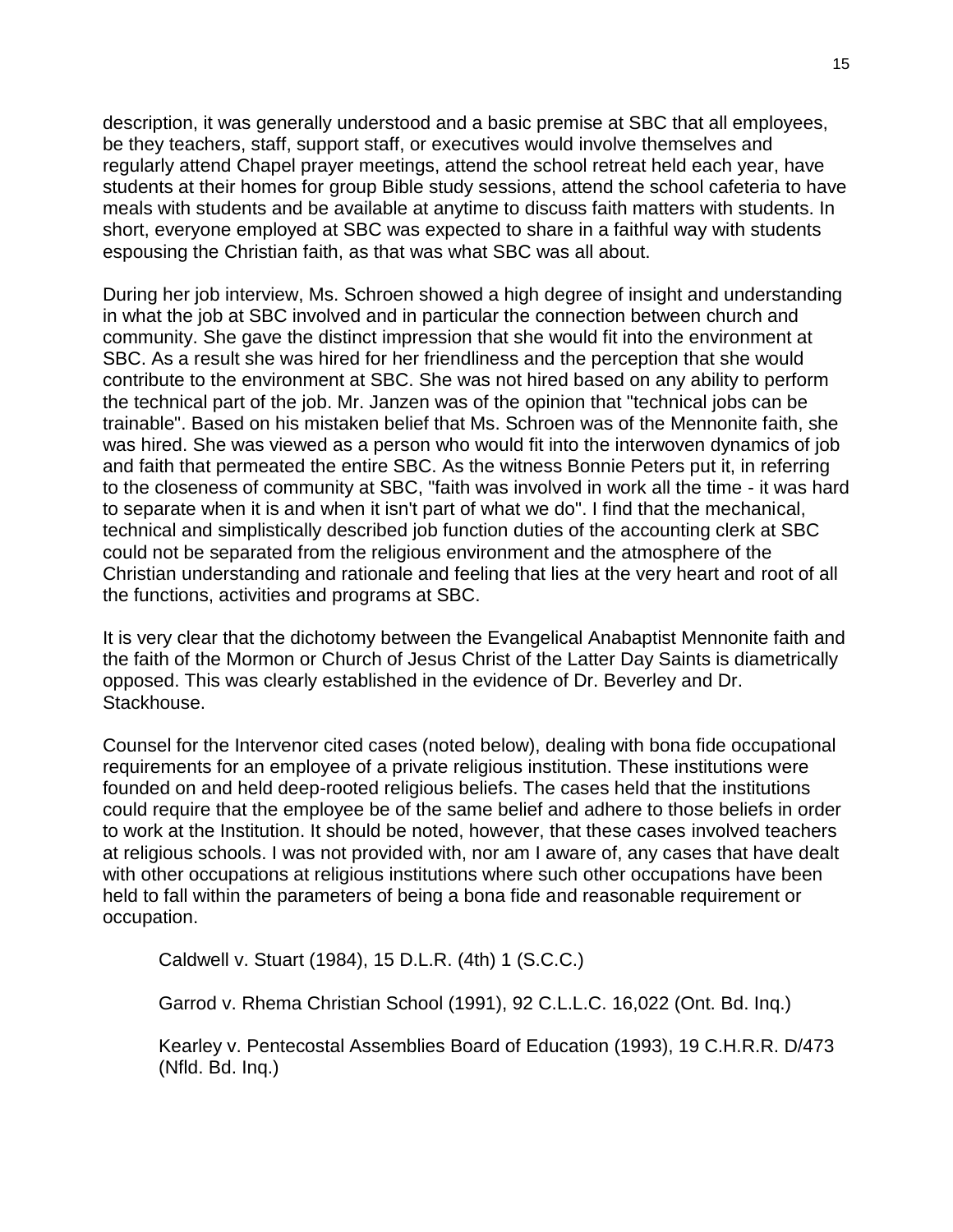description, it was generally understood and a basic premise at SBC that all employees, be they teachers, staff, support staff, or executives would involve themselves and regularly attend Chapel prayer meetings, attend the school retreat held each year, have students at their homes for group Bible study sessions, attend the school cafeteria to have meals with students and be available at anytime to discuss faith matters with students. In short, everyone employed at SBC was expected to share in a faithful way with students espousing the Christian faith, as that was what SBC was all about.

During her job interview, Ms. Schroen showed a high degree of insight and understanding in what the job at SBC involved and in particular the connection between church and community. She gave the distinct impression that she would fit into the environment at SBC. As a result she was hired for her friendliness and the perception that she would contribute to the environment at SBC. She was not hired based on any ability to perform the technical part of the job. Mr. Janzen was of the opinion that "technical jobs can be trainable". Based on his mistaken belief that Ms. Schroen was of the Mennonite faith, she was hired. She was viewed as a person who would fit into the interwoven dynamics of job and faith that permeated the entire SBC. As the witness Bonnie Peters put it, in referring to the closeness of community at SBC, "faith was involved in work all the time - it was hard to separate when it is and when it isn't part of what we do". I find that the mechanical, technical and simplistically described job function duties of the accounting clerk at SBC could not be separated from the religious environment and the atmosphere of the Christian understanding and rationale and feeling that lies at the very heart and root of all the functions, activities and programs at SBC.

It is very clear that the dichotomy between the Evangelical Anabaptist Mennonite faith and the faith of the Mormon or Church of Jesus Christ of the Latter Day Saints is diametrically opposed. This was clearly established in the evidence of Dr. Beverley and Dr. Stackhouse.

Counsel for the Intervenor cited cases (noted below), dealing with bona fide occupational requirements for an employee of a private religious institution. These institutions were founded on and held deep-rooted religious beliefs. The cases held that the institutions could require that the employee be of the same belief and adhere to those beliefs in order to work at the Institution. It should be noted, however, that these cases involved teachers at religious schools. I was not provided with, nor am I aware of, any cases that have dealt with other occupations at religious institutions where such other occupations have been held to fall within the parameters of being a bona fide and reasonable requirement or occupation.

> Caldwell v. Stuart (1984), 15 D.L.R. (4th) 1 (S.C.C.)
>
> Garrod v. Rhema Christian School (1991), 92 C.L.L.C. 16,022 (Ont. Bd. Inq.)
>
> Kearley v. Pentecostal Assemblies Board of Education (1993), 19 C.H.R.R. D/473 (Nfld. Bd. Inq.)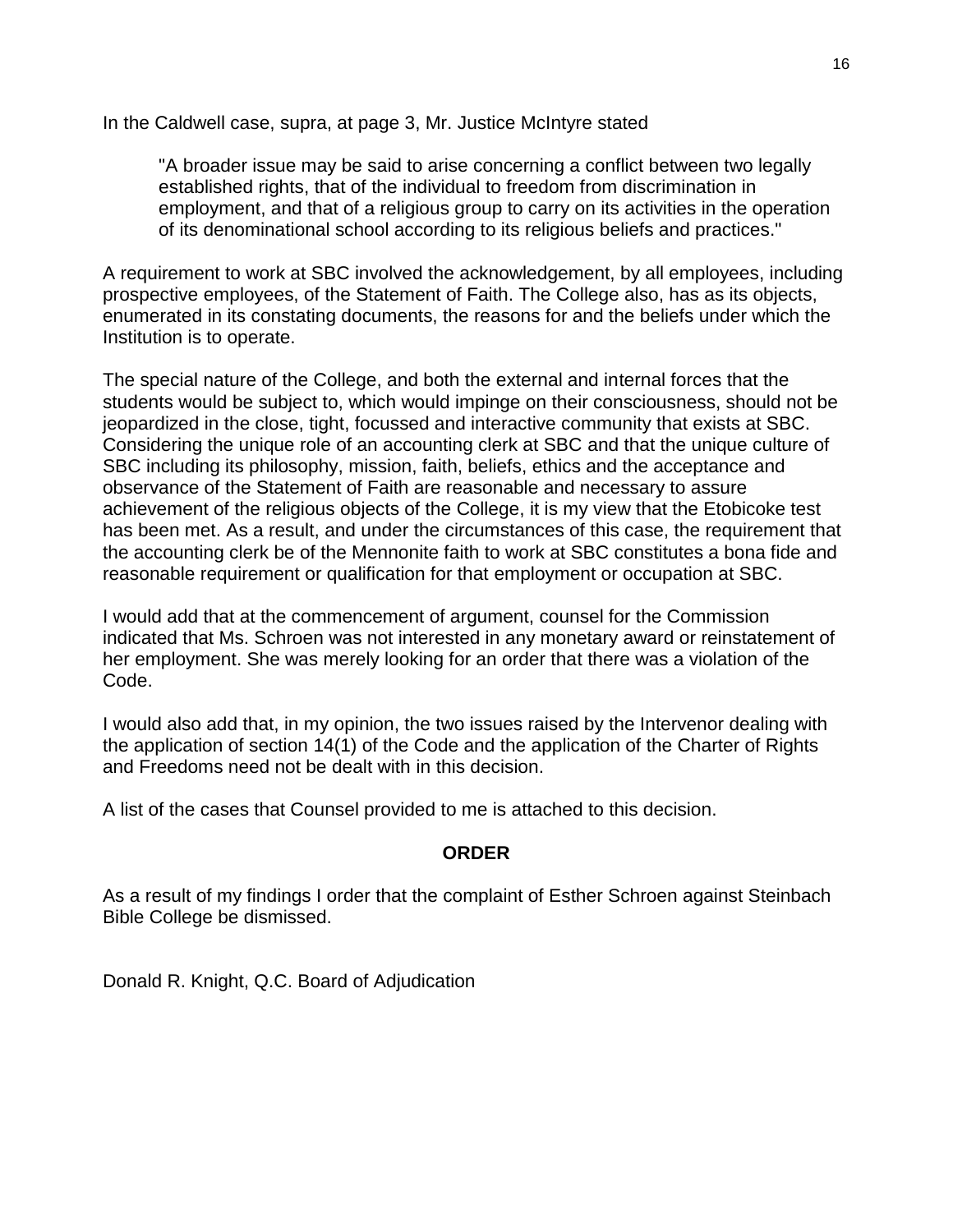In the Caldwell case, supra, at page 3, Mr. Justice McIntyre stated

> "A broader issue may be said to arise concerning a conflict between two legally established rights, that of the individual to freedom from discrimination in employment, and that of a religious group to carry on its activities in the operation of its denominational school according to its religious beliefs and practices."

A requirement to work at SBC involved the acknowledgement, by all employees, including prospective employees, of the Statement of Faith. The College also, has as its objects, enumerated in its constating documents, the reasons for and the beliefs under which the Institution is to operate.

The special nature of the College, and both the external and internal forces that the students would be subject to, which would impinge on their consciousness, should not be jeopardized in the close, tight, focussed and interactive community that exists at SBC. Considering the unique role of an accounting clerk at SBC and that the unique culture of SBC including its philosophy, mission, faith, beliefs, ethics and the acceptance and observance of the Statement of Faith are reasonable and necessary to assure achievement of the religious objects of the College, it is my view that the Etobicoke test has been met. As a result, and under the circumstances of this case, the requirement that the accounting clerk be of the Mennonite faith to work at SBC constitutes a bona fide and reasonable requirement or qualification for that employment or occupation at SBC.

I would add that at the commencement of argument, counsel for the Commission indicated that Ms. Schroen was not interested in any monetary award or reinstatement of her employment. She was merely looking for an order that there was a violation of the Code.

I would also add that, in my opinion, the two issues raised by the Intervenor dealing with the application of section 14(1) of the Code and the application of the Charter of Rights and Freedoms need not be dealt with in this decision.

A list of the cases that Counsel provided to me is attached to this decision.

**ORDER**

As a result of my findings I order that the complaint of Esther Schroen against Steinbach Bible College be dismissed.

Donald R. Knight, Q.C. Board of Adjudication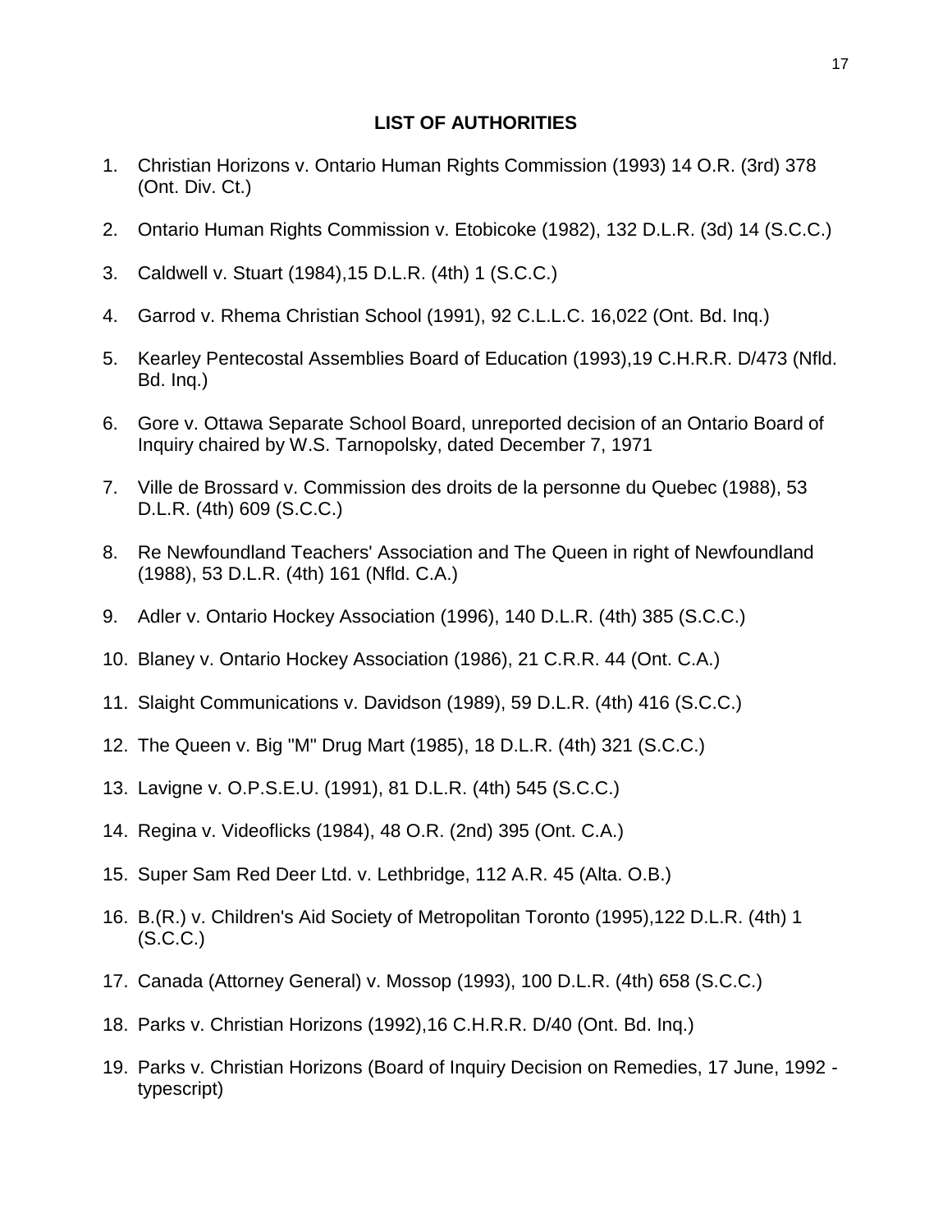## LIST OF AUTHORITIES

1. Christian Horizons v. Ontario Human Rights Commission (1993) 14 O.R. (3rd) 378 (Ont. Div. Ct.)
2. Ontario Human Rights Commission v. Etobicoke (1982), 132 D.L.R. (3d) 14 (S.C.C.)
3. Caldwell v. Stuart (1984),15 D.L.R. (4th) 1 (S.C.C.)
4. Garrod v. Rhema Christian School (1991), 92 C.L.L.C. 16,022 (Ont. Bd. Inq.)
5. Kearley Pentecostal Assemblies Board of Education (1993),19 C.H.R.R. D/473 (Nfld. Bd. Inq.)
6. Gore v. Ottawa Separate School Board, unreported decision of an Ontario Board of Inquiry chaired by W.S. Tarnopolsky, dated December 7, 1971
7. Ville de Brossard v. Commission des droits de la personne du Quebec (1988), 53 D.L.R. (4th) 609 (S.C.C.)
8. Re Newfoundland Teachers' Association and The Queen in right of Newfoundland (1988), 53 D.L.R. (4th) 161 (Nfld. C.A.)
9. Adler v. Ontario Hockey Association (1996), 140 D.L.R. (4th) 385 (S.C.C.)
10. Blaney v. Ontario Hockey Association (1986), 21 C.R.R. 44 (Ont. C.A.)
11. Slaight Communications v. Davidson (1989), 59 D.L.R. (4th) 416 (S.C.C.)
12. The Queen v. Big "M" Drug Mart (1985), 18 D.L.R. (4th) 321 (S.C.C.)
13. Lavigne v. O.P.S.E.U. (1991), 81 D.L.R. (4th) 545 (S.C.C.)
14. Regina v. Videoflicks (1984), 48 O.R. (2nd) 395 (Ont. C.A.)
15. Super Sam Red Deer Ltd. v. Lethbridge, 112 A.R. 45 (Alta. O.B.)
16. B.(R.) v. Children's Aid Society of Metropolitan Toronto (1995),122 D.L.R. (4th) 1 (S.C.C.)
17. Canada (Attorney General) v. Mossop (1993), 100 D.L.R. (4th) 658 (S.C.C.)
18. Parks v. Christian Horizons (1992),16 C.H.R.R. D/40 (Ont. Bd. Inq.)
19. Parks v. Christian Horizons (Board of Inquiry Decision on Remedies, 17 June, 1992 - typescript)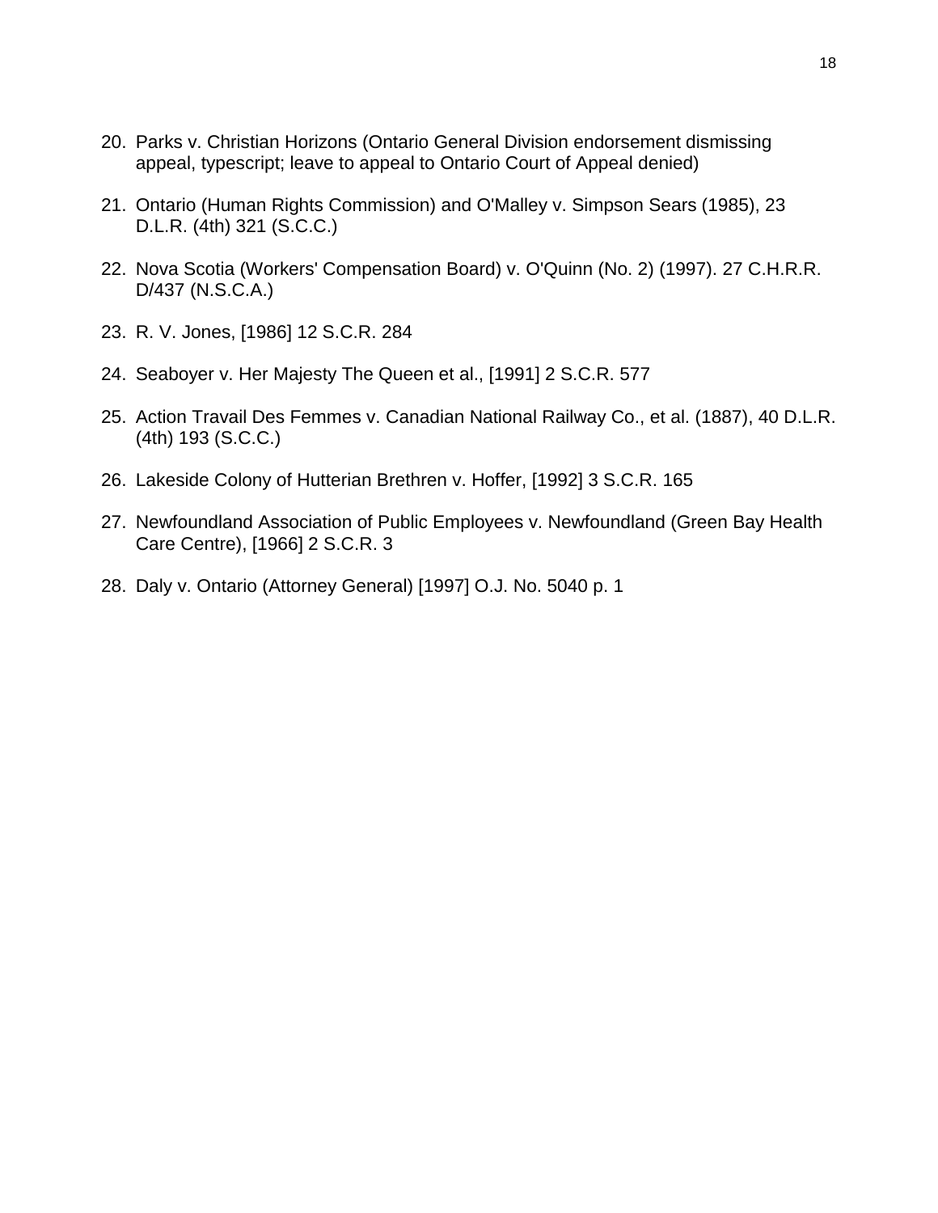20. Parks v. Christian Horizons (Ontario General Division endorsement dismissing appeal, typescript; leave to appeal to Ontario Court of Appeal denied)

21. Ontario (Human Rights Commission) and O'Malley v. Simpson Sears (1985), 23 D.L.R. (4th) 321 (S.C.C.)

22. Nova Scotia (Workers' Compensation Board) v. O'Quinn (No. 2) (1997). 27 C.H.R.R. D/437 (N.S.C.A.)

23. R. V. Jones, [1986] 12 S.C.R. 284

24. Seaboyer v. Her Majesty The Queen et al., [1991] 2 S.C.R. 577

25. Action Travail Des Femmes v. Canadian National Railway Co., et al. (1887), 40 D.L.R. (4th) 193 (S.C.C.)

26. Lakeside Colony of Hutterian Brethren v. Hoffer, [1992] 3 S.C.R. 165

27. Newfoundland Association of Public Employees v. Newfoundland (Green Bay Health Care Centre), [1966] 2 S.C.R. 3

28. Daly v. Ontario (Attorney General) [1997] O.J. No. 5040 p. 1